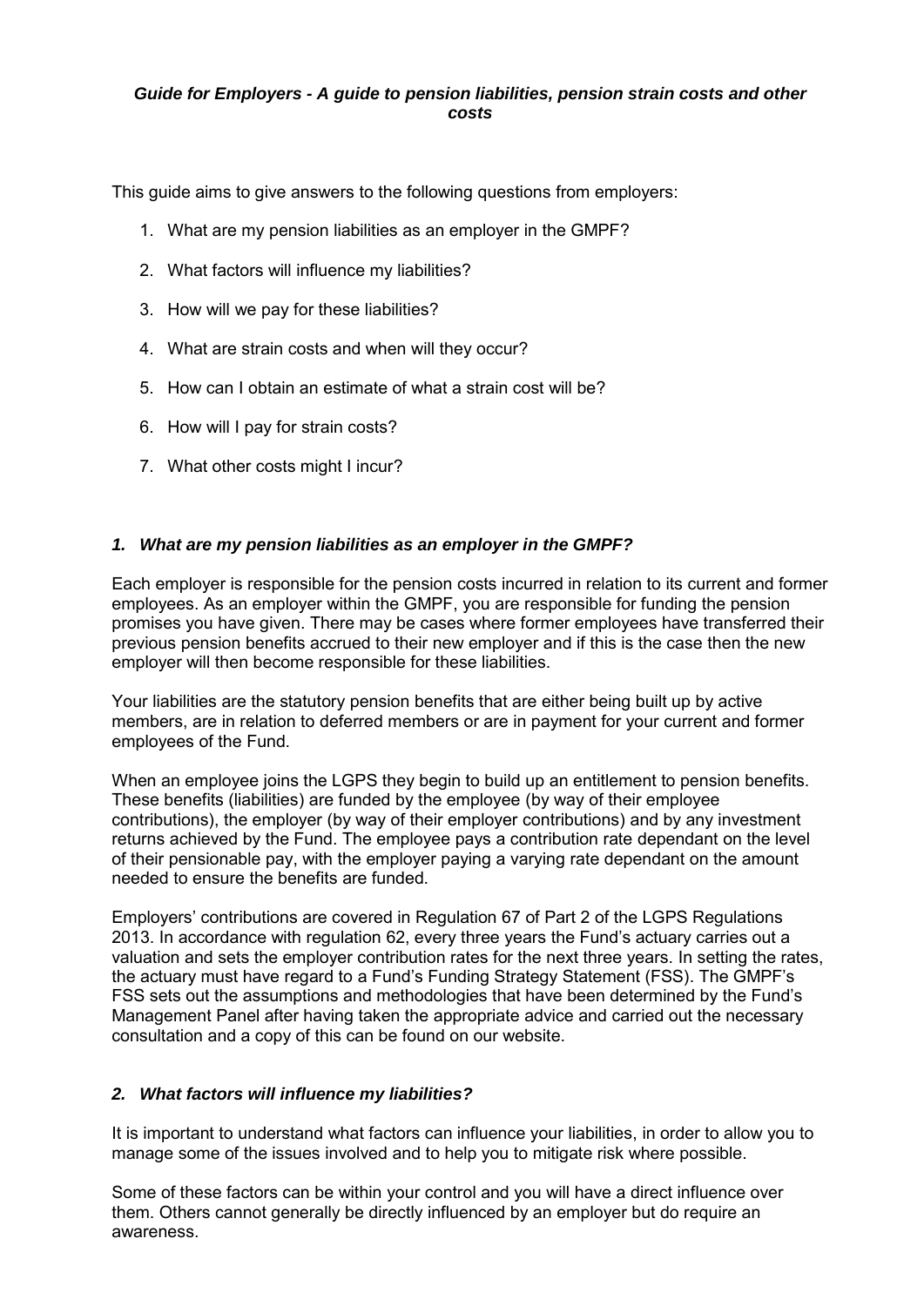***Guide for Employers - A guide to pension liabilities, pension strain costs and other costs***

This guide aims to give answers to the following questions from employers:

1. What are my pension liabilities as an employer in the GMPF?
2. What factors will influence my liabilities?
3. How will we pay for these liabilities?
4. What are strain costs and when will they occur?
5. How can I obtain an estimate of what a strain cost will be?
6. How will I pay for strain costs?
7. What other costs might I incur?

### *1. What are my pension liabilities as an employer in the GMPF?*

Each employer is responsible for the pension costs incurred in relation to its current and former employees. As an employer within the GMPF, you are responsible for funding the pension promises you have given. There may be cases where former employees have transferred their previous pension benefits accrued to their new employer and if this is the case then the new employer will then become responsible for these liabilities.

Your liabilities are the statutory pension benefits that are either being built up by active members, are in relation to deferred members or are in payment for your current and former employees of the Fund.

When an employee joins the LGPS they begin to build up an entitlement to pension benefits. These benefits (liabilities) are funded by the employee (by way of their employee contributions), the employer (by way of their employer contributions) and by any investment returns achieved by the Fund. The employee pays a contribution rate dependant on the level of their pensionable pay, with the employer paying a varying rate dependant on the amount needed to ensure the benefits are funded.

Employers' contributions are covered in Regulation 67 of Part 2 of the LGPS Regulations 2013. In accordance with regulation 62, every three years the Fund's actuary carries out a valuation and sets the employer contribution rates for the next three years. In setting the rates, the actuary must have regard to a Fund's Funding Strategy Statement (FSS). The GMPF's FSS sets out the assumptions and methodologies that have been determined by the Fund's Management Panel after having taken the appropriate advice and carried out the necessary consultation and a copy of this can be found on our website.

### *2. What factors will influence my liabilities?*

It is important to understand what factors can influence your liabilities, in order to allow you to manage some of the issues involved and to help you to mitigate risk where possible.

Some of these factors can be within your control and you will have a direct influence over them. Others cannot generally be directly influenced by an employer but do require an awareness.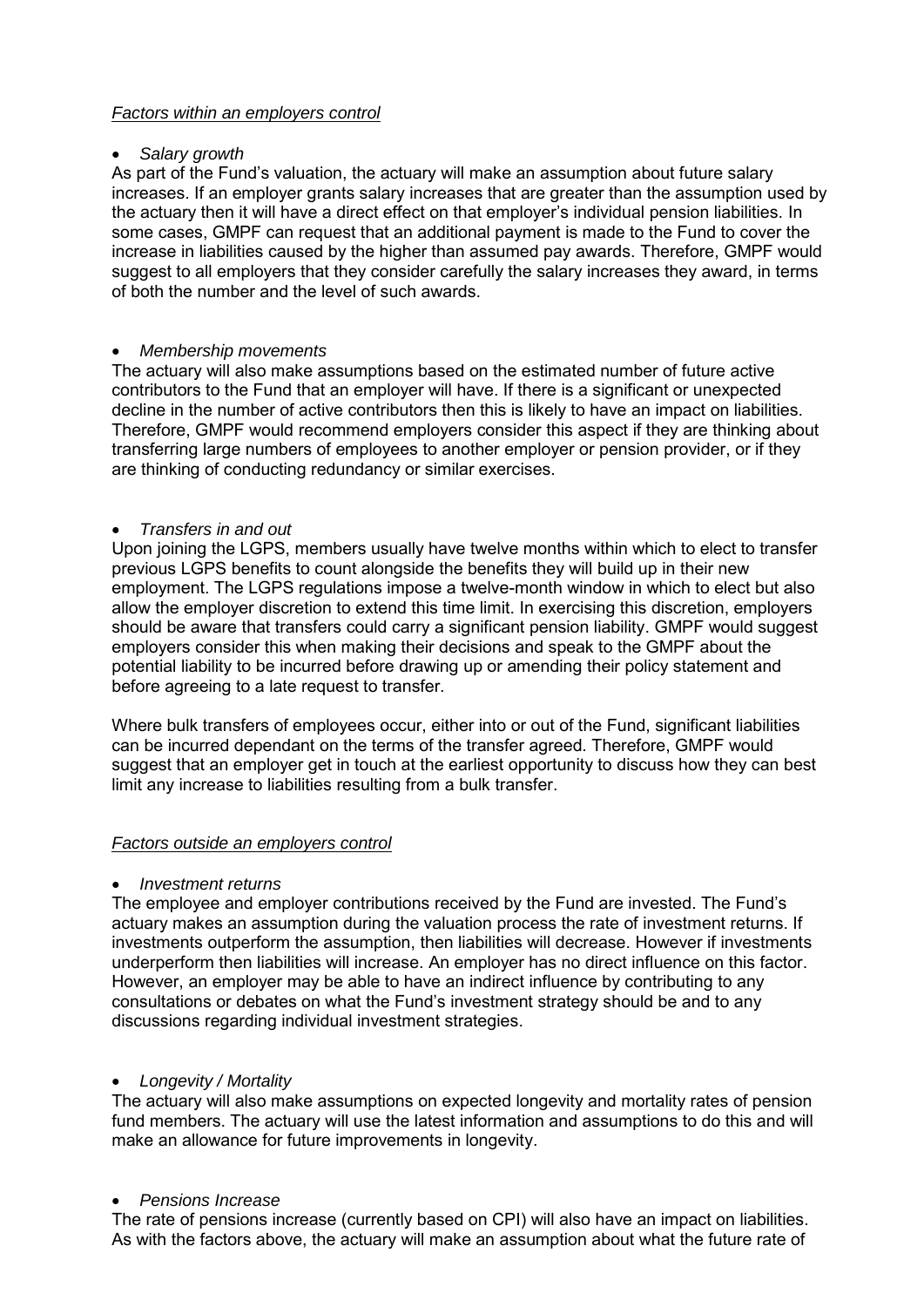*Factors within an employers control*

- *Salary growth*

As part of the Fund's valuation, the actuary will make an assumption about future salary increases. If an employer grants salary increases that are greater than the assumption used by the actuary then it will have a direct effect on that employer's individual pension liabilities. In some cases, GMPF can request that an additional payment is made to the Fund to cover the increase in liabilities caused by the higher than assumed pay awards. Therefore, GMPF would suggest to all employers that they consider carefully the salary increases they award, in terms of both the number and the level of such awards.

- *Membership movements*

The actuary will also make assumptions based on the estimated number of future active contributors to the Fund that an employer will have. If there is a significant or unexpected decline in the number of active contributors then this is likely to have an impact on liabilities. Therefore, GMPF would recommend employers consider this aspect if they are thinking about transferring large numbers of employees to another employer or pension provider, or if they are thinking of conducting redundancy or similar exercises.

- *Transfers in and out*

Upon joining the LGPS, members usually have twelve months within which to elect to transfer previous LGPS benefits to count alongside the benefits they will build up in their new employment. The LGPS regulations impose a twelve-month window in which to elect but also allow the employer discretion to extend this time limit. In exercising this discretion, employers should be aware that transfers could carry a significant pension liability. GMPF would suggest employers consider this when making their decisions and speak to the GMPF about the potential liability to be incurred before drawing up or amending their policy statement and before agreeing to a late request to transfer.

Where bulk transfers of employees occur, either into or out of the Fund, significant liabilities can be incurred dependant on the terms of the transfer agreed. Therefore, GMPF would suggest that an employer get in touch at the earliest opportunity to discuss how they can best limit any increase to liabilities resulting from a bulk transfer.

*Factors outside an employers control*

- *Investment returns*

The employee and employer contributions received by the Fund are invested. The Fund's actuary makes an assumption during the valuation process the rate of investment returns. If investments outperform the assumption, then liabilities will decrease. However if investments underperform then liabilities will increase. An employer has no direct influence on this factor. However, an employer may be able to have an indirect influence by contributing to any consultations or debates on what the Fund's investment strategy should be and to any discussions regarding individual investment strategies.

- *Longevity / Mortality*

The actuary will also make assumptions on expected longevity and mortality rates of pension fund members. The actuary will use the latest information and assumptions to do this and will make an allowance for future improvements in longevity.

- *Pensions Increase*

The rate of pensions increase (currently based on CPI) will also have an impact on liabilities. As with the factors above, the actuary will make an assumption about what the future rate of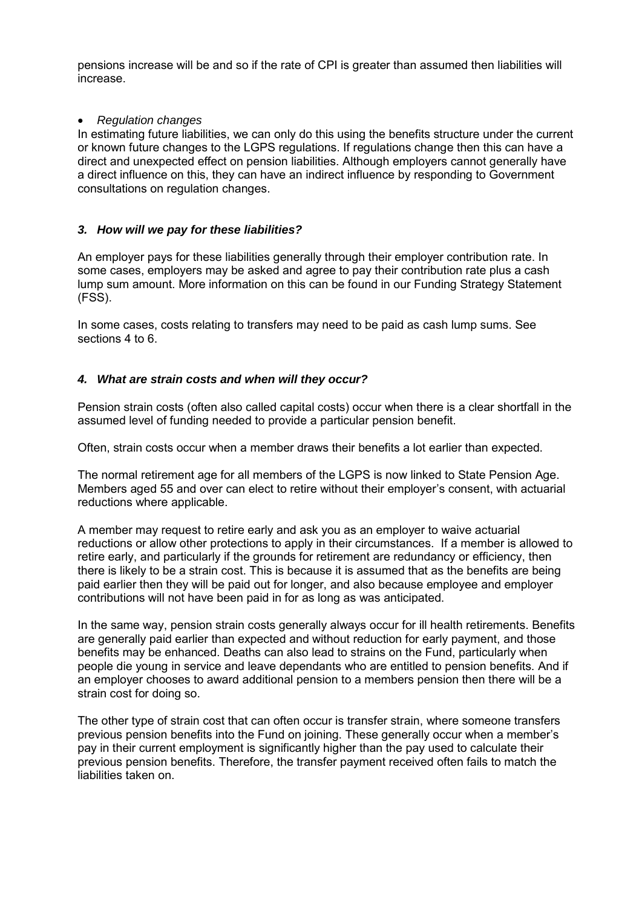pensions increase will be and so if the rate of CPI is greater than assumed then liabilities will increase.

- *Regulation changes*

In estimating future liabilities, we can only do this using the benefits structure under the current or known future changes to the LGPS regulations. If regulations change then this can have a direct and unexpected effect on pension liabilities. Although employers cannot generally have a direct influence on this, they can have an indirect influence by responding to Government consultations on regulation changes.

### *3. How will we pay for these liabilities?*

An employer pays for these liabilities generally through their employer contribution rate. In some cases, employers may be asked and agree to pay their contribution rate plus a cash lump sum amount. More information on this can be found in our Funding Strategy Statement (FSS).

In some cases, costs relating to transfers may need to be paid as cash lump sums. See sections 4 to 6.

### *4. What are strain costs and when will they occur?*

Pension strain costs (often also called capital costs) occur when there is a clear shortfall in the assumed level of funding needed to provide a particular pension benefit.

Often, strain costs occur when a member draws their benefits a lot earlier than expected.

The normal retirement age for all members of the LGPS is now linked to State Pension Age. Members aged 55 and over can elect to retire without their employer's consent, with actuarial reductions where applicable.

A member may request to retire early and ask you as an employer to waive actuarial reductions or allow other protections to apply in their circumstances. If a member is allowed to retire early, and particularly if the grounds for retirement are redundancy or efficiency, then there is likely to be a strain cost. This is because it is assumed that as the benefits are being paid earlier then they will be paid out for longer, and also because employee and employer contributions will not have been paid in for as long as was anticipated.

In the same way, pension strain costs generally always occur for ill health retirements. Benefits are generally paid earlier than expected and without reduction for early payment, and those benefits may be enhanced. Deaths can also lead to strains on the Fund, particularly when people die young in service and leave dependants who are entitled to pension benefits. And if an employer chooses to award additional pension to a members pension then there will be a strain cost for doing so.

The other type of strain cost that can often occur is transfer strain, where someone transfers previous pension benefits into the Fund on joining. These generally occur when a member's pay in their current employment is significantly higher than the pay used to calculate their previous pension benefits. Therefore, the transfer payment received often fails to match the liabilities taken on.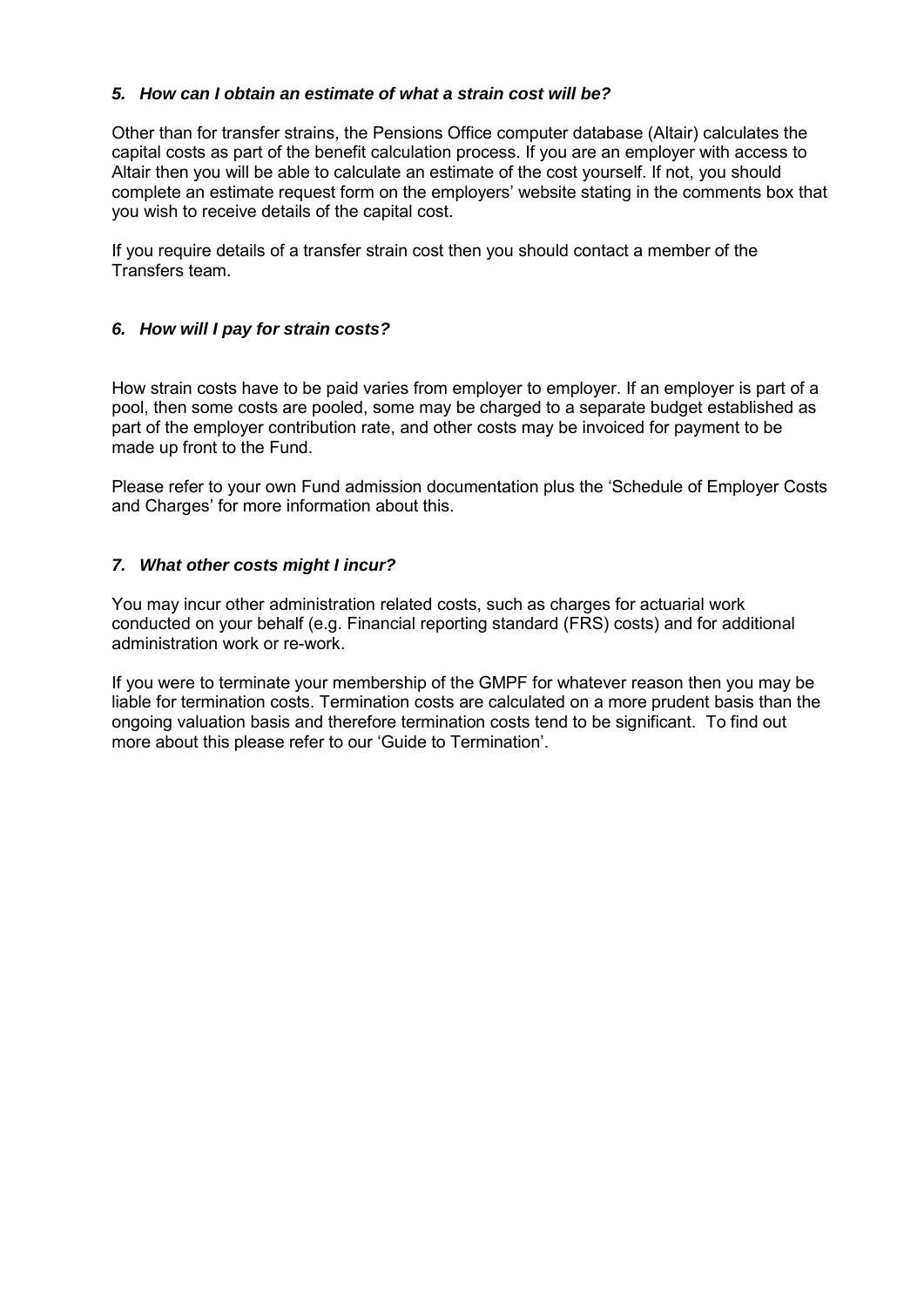### *5. How can I obtain an estimate of what a strain cost will be?*

Other than for transfer strains, the Pensions Office computer database (Altair) calculates the capital costs as part of the benefit calculation process. If you are an employer with access to Altair then you will be able to calculate an estimate of the cost yourself. If not, you should complete an estimate request form on the employers' website stating in the comments box that you wish to receive details of the capital cost.

If you require details of a transfer strain cost then you should contact a member of the Transfers team.

### *6. How will I pay for strain costs?*

How strain costs have to be paid varies from employer to employer. If an employer is part of a pool, then some costs are pooled, some may be charged to a separate budget established as part of the employer contribution rate, and other costs may be invoiced for payment to be made up front to the Fund.

Please refer to your own Fund admission documentation plus the 'Schedule of Employer Costs and Charges' for more information about this.

### *7. What other costs might I incur?*

You may incur other administration related costs, such as charges for actuarial work conducted on your behalf (e.g. Financial reporting standard (FRS) costs) and for additional administration work or re-work.

If you were to terminate your membership of the GMPF for whatever reason then you may be liable for termination costs. Termination costs are calculated on a more prudent basis than the ongoing valuation basis and therefore termination costs tend to be significant. To find out more about this please refer to our 'Guide to Termination'.